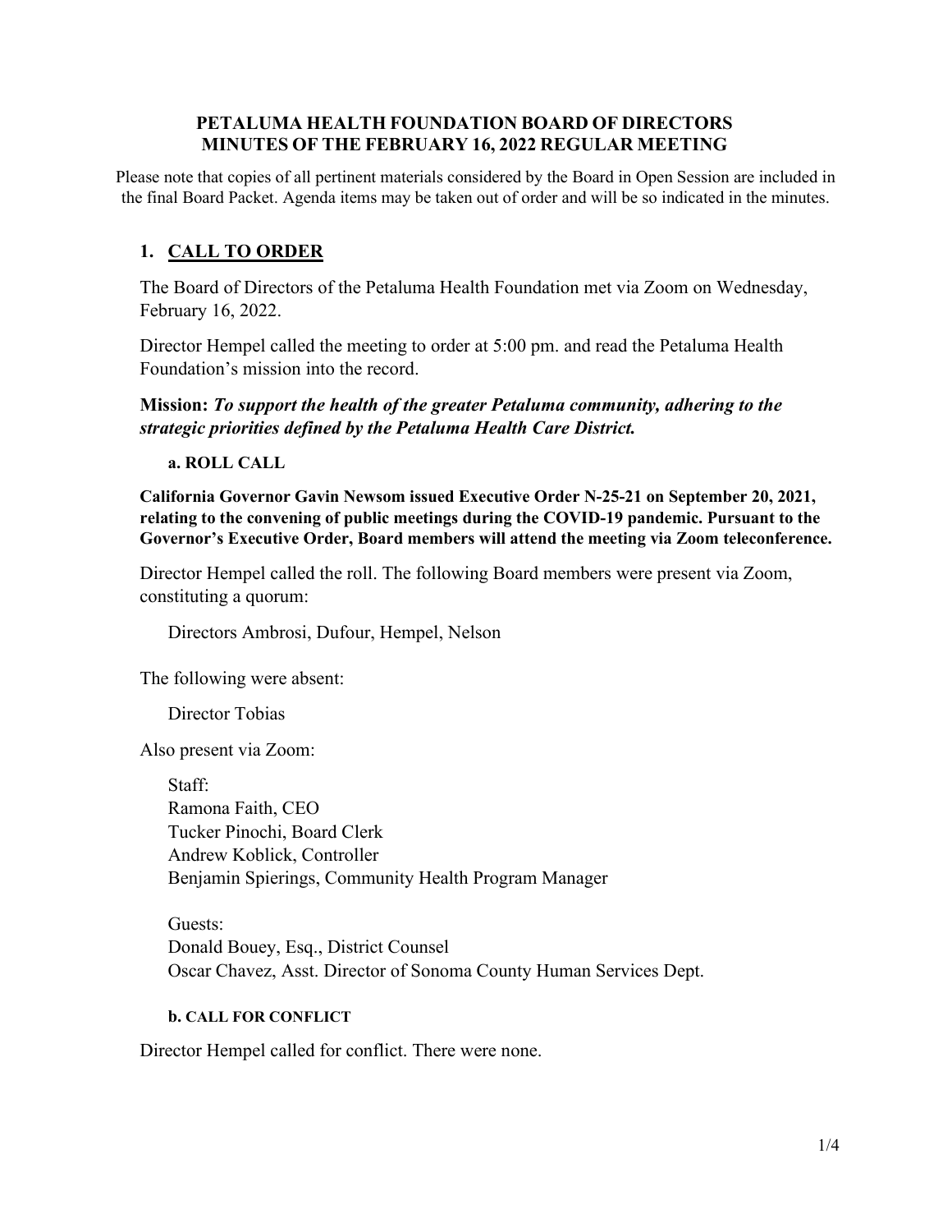# PETALUMA HEALTH FOUNDATION BOARD OF DIRECTORS
# MINUTES OF THE FEBRUARY 16, 2022 REGULAR MEETING

Please note that copies of all pertinent materials considered by the Board in Open Session are included in the final Board Packet. Agenda items may be taken out of order and will be so indicated in the minutes.

## 1. CALL TO ORDER

The Board of Directors of the Petaluma Health Foundation met via Zoom on Wednesday, February 16, 2022.

Director Hempel called the meeting to order at 5:00 pm. and read the Petaluma Health Foundation's mission into the record.

**Mission:** ***To support the health of the greater Petaluma community, adhering to the strategic priorities defined by the Petaluma Health Care District.***

### a. ROLL CALL

**California Governor Gavin Newsom issued Executive Order N-25-21 on September 20, 2021, relating to the convening of public meetings during the COVID-19 pandemic. Pursuant to the Governor's Executive Order, Board members will attend the meeting via Zoom teleconference.**

Director Hempel called the roll. The following Board members were present via Zoom, constituting a quorum:

Directors Ambrosi, Dufour, Hempel, Nelson

The following were absent:

Director Tobias

Also present via Zoom:

Staff:
Ramona Faith, CEO
Tucker Pinochi, Board Clerk
Andrew Koblick, Controller
Benjamin Spierings, Community Health Program Manager

Guests:
Donald Bouey, Esq., District Counsel
Oscar Chavez, Asst. Director of Sonoma County Human Services Dept.

### b. CALL FOR CONFLICT

Director Hempel called for conflict. There were none.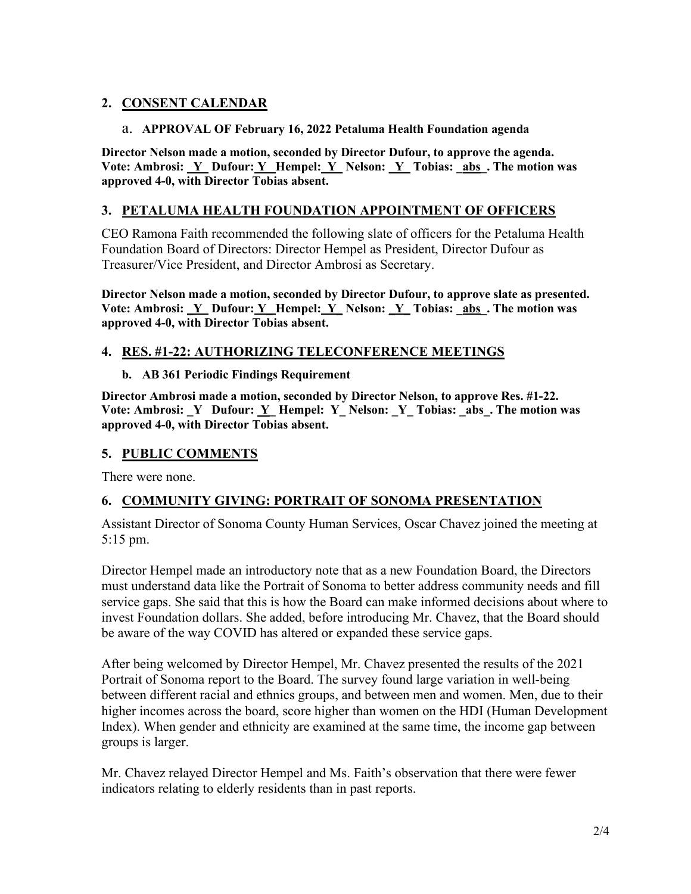## 2. CONSENT CALENDAR

a. **APPROVAL OF February 16, 2022 Petaluma Health Foundation agenda**

**Director Nelson made a motion, seconded by Director Dufour, to approve the agenda. Vote: Ambrosi: _Y_ Dufour: Y Hempel: Y Nelson: _Y_ Tobias: _abs_. The motion was approved 4-0, with Director Tobias absent.**

## 3. PETALUMA HEALTH FOUNDATION APPOINTMENT OF OFFICERS

CEO Ramona Faith recommended the following slate of officers for the Petaluma Health Foundation Board of Directors: Director Hempel as President, Director Dufour as Treasurer/Vice President, and Director Ambrosi as Secretary.

**Director Nelson made a motion, seconded by Director Dufour, to approve slate as presented. Vote: Ambrosi: _Y_ Dufour: Y Hempel: Y Nelson: _Y_ Tobias: _abs_. The motion was approved 4-0, with Director Tobias absent.**

## 4. RES. #1-22: AUTHORIZING TELECONFERENCE MEETINGS

**b. AB 361 Periodic Findings Requirement**

**Director Ambrosi made a motion, seconded by Director Nelson, to approve Res. #1-22. Vote: Ambrosi: _Y Dufour: Y Hempel: Y_ Nelson: _Y_ Tobias: _abs_. The motion was approved 4-0, with Director Tobias absent.**

## 5. PUBLIC COMMENTS

There were none.

## 6. COMMUNITY GIVING: PORTRAIT OF SONOMA PRESENTATION

Assistant Director of Sonoma County Human Services, Oscar Chavez joined the meeting at 5:15 pm.

Director Hempel made an introductory note that as a new Foundation Board, the Directors must understand data like the Portrait of Sonoma to better address community needs and fill service gaps. She said that this is how the Board can make informed decisions about where to invest Foundation dollars. She added, before introducing Mr. Chavez, that the Board should be aware of the way COVID has altered or expanded these service gaps.

After being welcomed by Director Hempel, Mr. Chavez presented the results of the 2021 Portrait of Sonoma report to the Board. The survey found large variation in well-being between different racial and ethnics groups, and between men and women. Men, due to their higher incomes across the board, score higher than women on the HDI (Human Development Index). When gender and ethnicity are examined at the same time, the income gap between groups is larger.

Mr. Chavez relayed Director Hempel and Ms. Faith's observation that there were fewer indicators relating to elderly residents than in past reports.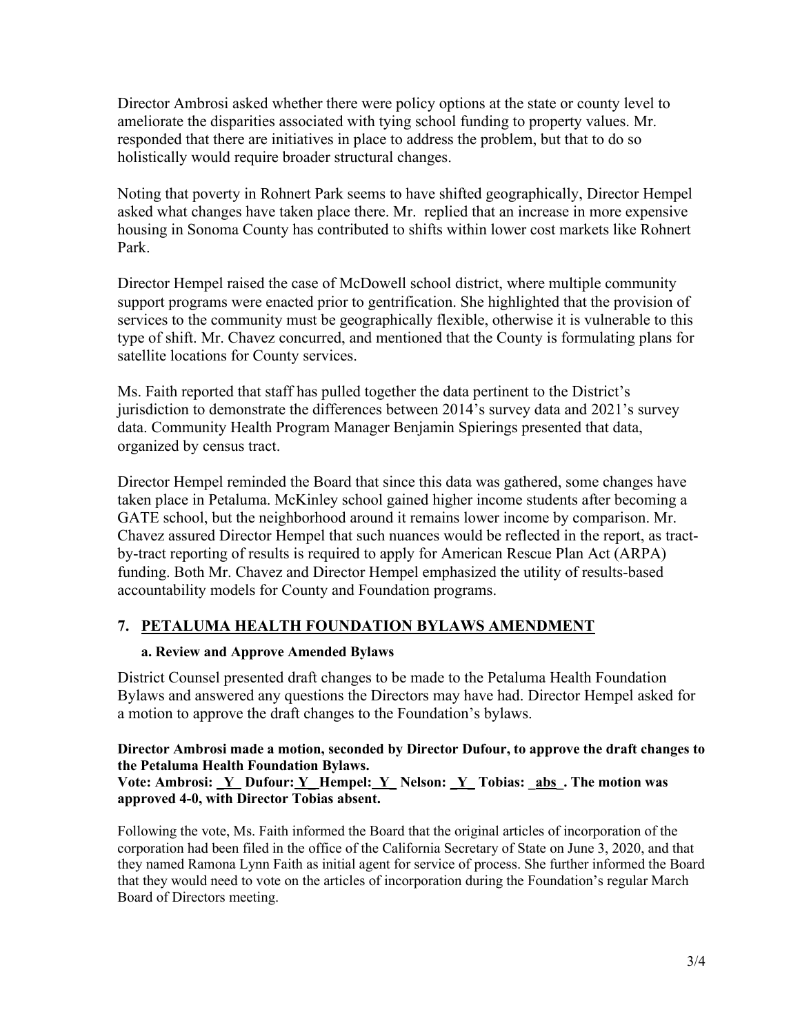Director Ambrosi asked whether there were policy options at the state or county level to ameliorate the disparities associated with tying school funding to property values. Mr. responded that there are initiatives in place to address the problem, but that to do so holistically would require broader structural changes.

Noting that poverty in Rohnert Park seems to have shifted geographically, Director Hempel asked what changes have taken place there. Mr.  replied that an increase in more expensive housing in Sonoma County has contributed to shifts within lower cost markets like Rohnert Park.

Director Hempel raised the case of McDowell school district, where multiple community support programs were enacted prior to gentrification. She highlighted that the provision of services to the community must be geographically flexible, otherwise it is vulnerable to this type of shift. Mr. Chavez concurred, and mentioned that the County is formulating plans for satellite locations for County services.

Ms. Faith reported that staff has pulled together the data pertinent to the District's jurisdiction to demonstrate the differences between 2014's survey data and 2021's survey data. Community Health Program Manager Benjamin Spierings presented that data, organized by census tract.

Director Hempel reminded the Board that since this data was gathered, some changes have taken place in Petaluma. McKinley school gained higher income students after becoming a GATE school, but the neighborhood around it remains lower income by comparison. Mr. Chavez assured Director Hempel that such nuances would be reflected in the report, as tract-by-tract reporting of results is required to apply for American Rescue Plan Act (ARPA) funding. Both Mr. Chavez and Director Hempel emphasized the utility of results-based accountability models for County and Foundation programs.

## 7. PETALUMA HEALTH FOUNDATION BYLAWS AMENDMENT

### a. Review and Approve Amended Bylaws

District Counsel presented draft changes to be made to the Petaluma Health Foundation Bylaws and answered any questions the Directors may have had. Director Hempel asked for a motion to approve the draft changes to the Foundation's bylaws.

**Director Ambrosi made a motion, seconded by Director Dufour, to approve the draft changes to the Petaluma Health Foundation Bylaws.**
**Vote: Ambrosi: _Y_ Dufour: Y_ Hempel: _Y_ Nelson: _Y_ Tobias: _abs_. The motion was approved 4-0, with Director Tobias absent.**

Following the vote, Ms. Faith informed the Board that the original articles of incorporation of the corporation had been filed in the office of the California Secretary of State on June 3, 2020, and that they named Ramona Lynn Faith as initial agent for service of process. She further informed the Board that they would need to vote on the articles of incorporation during the Foundation's regular March Board of Directors meeting.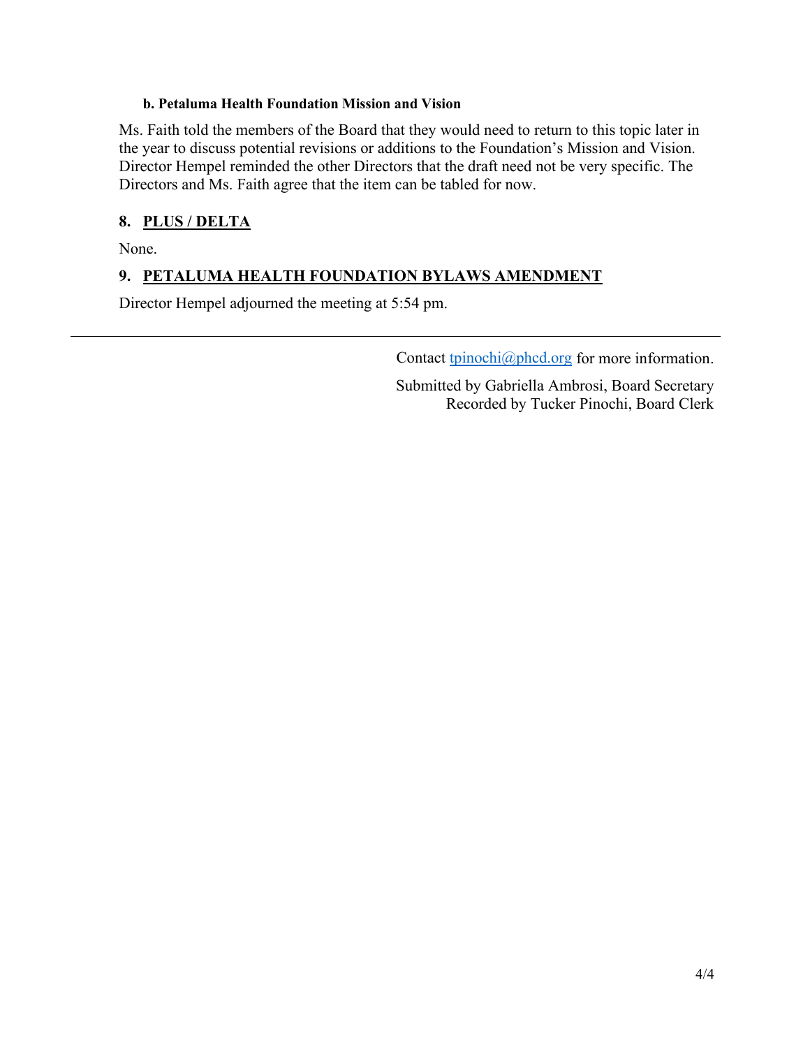**b. Petaluma Health Foundation Mission and Vision**

Ms. Faith told the members of the Board that they would need to return to this topic later in the year to discuss potential revisions or additions to the Foundation's Mission and Vision. Director Hempel reminded the other Directors that the draft need not be very specific. The Directors and Ms. Faith agree that the item can be tabled for now.

## 8. PLUS / DELTA

None.

## 9. PETALUMA HEALTH FOUNDATION BYLAWS AMENDMENT

Director Hempel adjourned the meeting at 5:54 pm.

---

Contact [tpinochi@phcd.org](mailto:tpinochi@phcd.org) for more information.

Submitted by Gabriella Ambrosi, Board Secretary
Recorded by Tucker Pinochi, Board Clerk